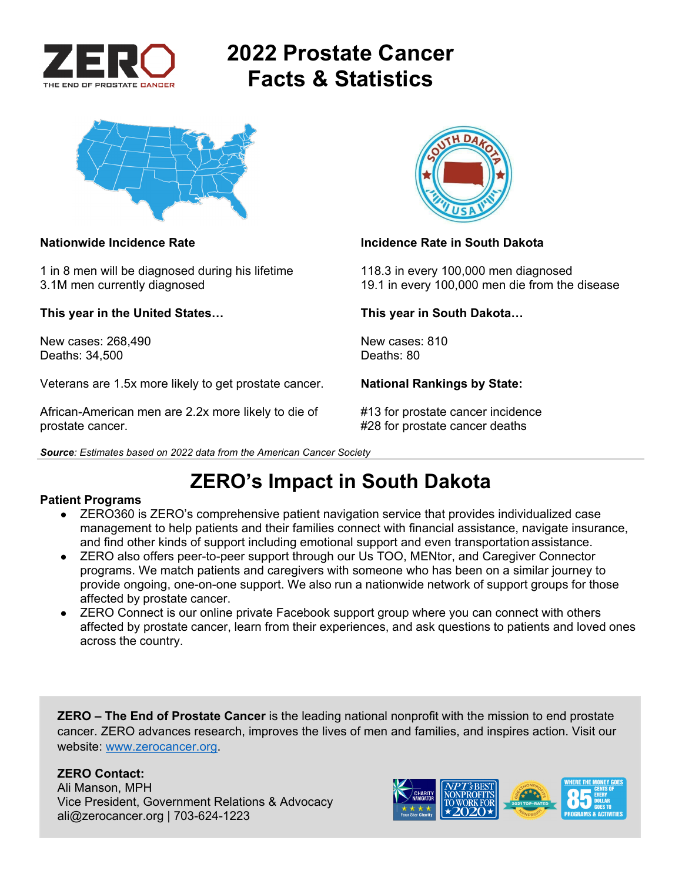# 2022 Prostate Cancer Facts & Statistics

**Nationwide Incidence Rate**

1 in 8 men will be diagnosed during his lifetime
3.1M men currently diagnosed

**This year in the United States…**

New cases: 268,490
Deaths: 34,500

Veterans are 1.5x more likely to get prostate cancer.

African-American men are 2.2x more likely to die of prostate cancer.

**Incidence Rate in South Dakota**

118.3 in every 100,000 men diagnosed
19.1 in every 100,000 men die from the disease

**This year in South Dakota…**

New cases: 810
Deaths: 80

**National Rankings by State:**

#13 for prostate cancer incidence
#28 for prostate cancer deaths

***Source**: Estimates based on 2022 data from the American Cancer Society*

## ZERO's Impact in South Dakota

**Patient Programs**

- ZERO360 is ZERO's comprehensive patient navigation service that provides individualized case management to help patients and their families connect with financial assistance, navigate insurance, and find other kinds of support including emotional support and even transportation assistance.
- ZERO also offers peer-to-peer support through our Us TOO, MENtor, and Caregiver Connector programs. We match patients and caregivers with someone who has been on a similar journey to provide ongoing, one-on-one support. We also run a nationwide network of support groups for those affected by prostate cancer.
- ZERO Connect is our online private Facebook support group where you can connect with others affected by prostate cancer, learn from their experiences, and ask questions to patients and loved ones across the country.

**ZERO – The End of Prostate Cancer** is the leading national nonprofit with the mission to end prostate cancer. ZERO advances research, improves the lives of men and families, and inspires action. Visit our website: [www.zerocancer.org](http://www.zerocancer.org).

**ZERO Contact:**
Ali Manson, MPH
Vice President, Government Relations & Advocacy
ali@zerocancer.org | 703-624-1223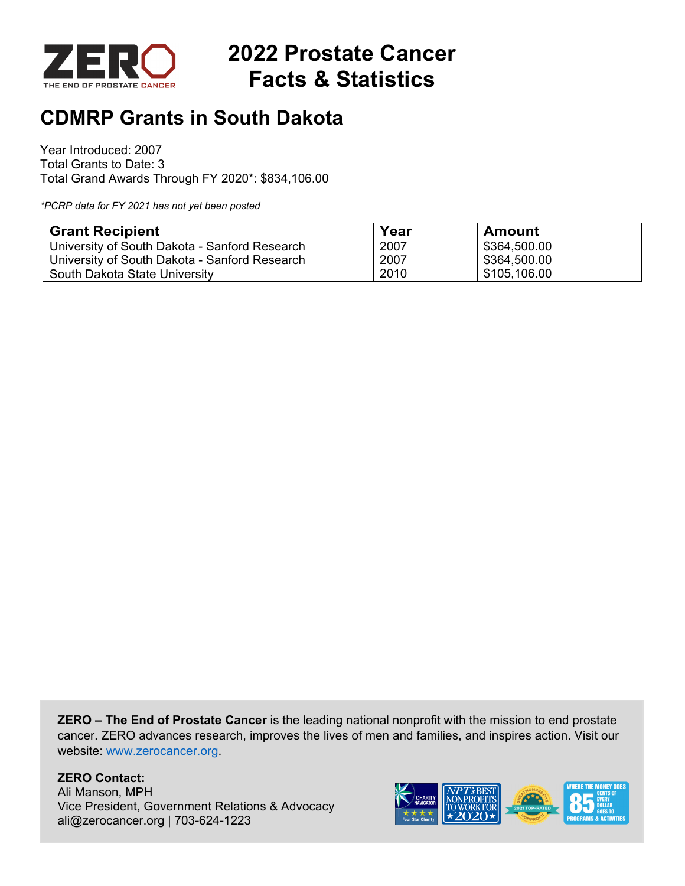# 2022 Prostate Cancer Facts & Statistics

## CDMRP Grants in South Dakota

Year Introduced: 2007
Total Grants to Date: 3
Total Grand Awards Through FY 2020*: $834,106.00

*\*PCRP data for FY 2021 has not yet been posted*

| Grant Recipient | Year | Amount |
|---|---|---|
| University of South Dakota - Sanford Research | 2007 | $364,500.00 |
| University of South Dakota - Sanford Research | 2007 | $364,500.00 |
| South Dakota State University | 2010 | $105,106.00 |

**ZERO – The End of Prostate Cancer** is the leading national nonprofit with the mission to end prostate cancer. ZERO advances research, improves the lives of men and families, and inspires action. Visit our website: www.zerocancer.org.

**ZERO Contact:**
Ali Manson, MPH
Vice President, Government Relations & Advocacy
ali@zerocancer.org | 703-624-1223